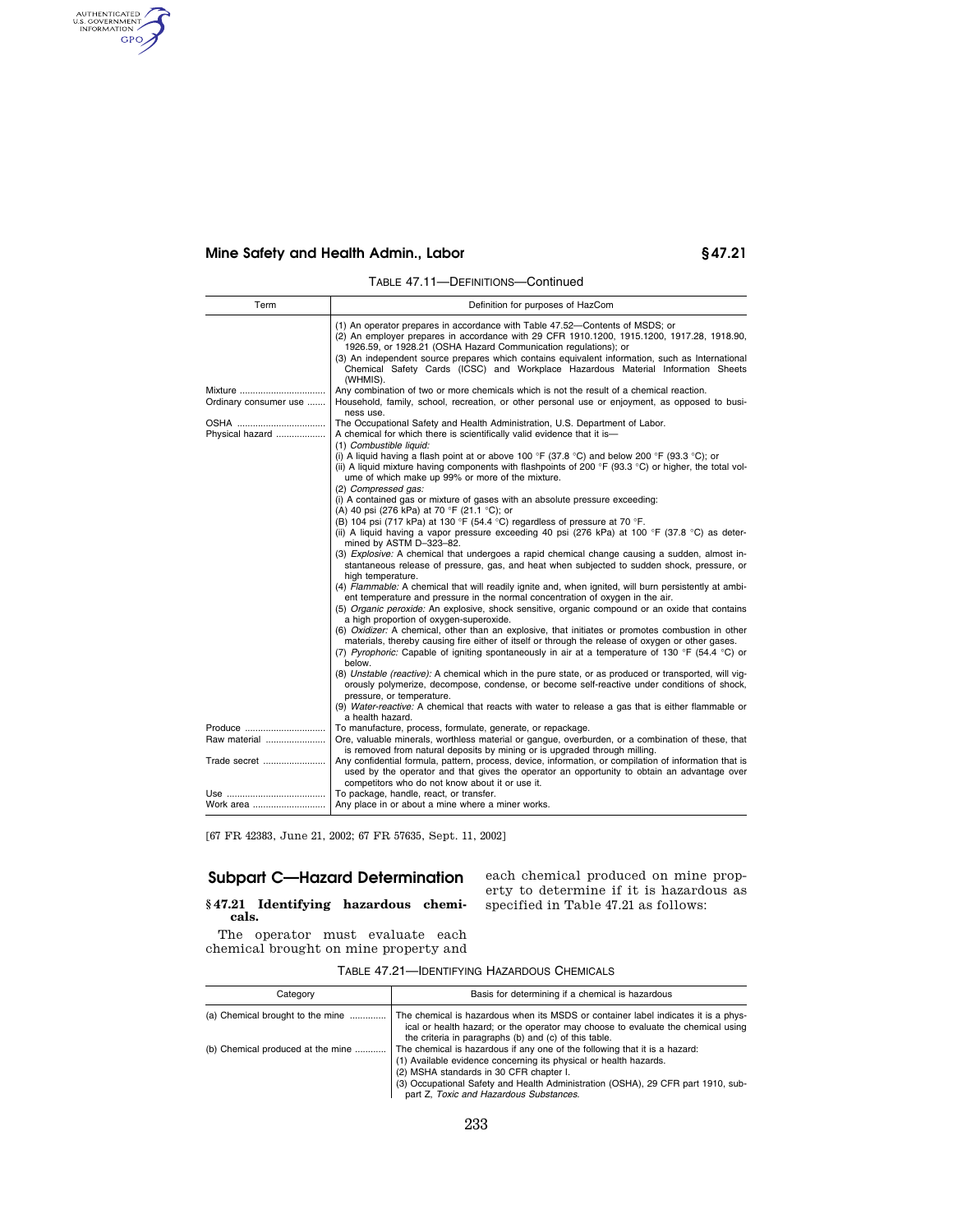TABLE 47.11—DEFINITIONS—Continued

| Term | Definition for purposes of HazCom |
|---|---|
| | (1) An operator prepares in accordance with Table 47.52—Contents of MSDS; or<br>(2) An employer prepares in accordance with 29 CFR 1910.1200, 1915.1200, 1917.28, 1918.90, 1926.59, or 1928.21 (OSHA Hazard Communication regulations); or<br>(3) An independent source prepares which contains equivalent information, such as International Chemical Safety Cards (ICSC) and Workplace Hazardous Material Information Sheets (WHMIS). |
| Mixture | Any combination of two or more chemicals which is not the result of a chemical reaction. |
| Ordinary consumer use | Household, family, school, recreation, or other personal use or enjoyment, as opposed to business use. |
| OSHA | The Occupational Safety and Health Administration, U.S. Department of Labor. |
| Physical hazard | A chemical for which there is scientifically valid evidence that it is—<br>(1) *Combustible liquid:*<br>(i) A liquid having a flash point at or above 100 °F (37.8 °C) and below 200 °F (93.3 °C); or<br>(ii) A liquid mixture having components with flashpoints of 200 °F (93.3 °C) or higher, the total volume of which make up 99% or more of the mixture.<br>(2) *Compressed gas:*<br>(i) A contained gas or mixture of gases with an absolute pressure exceeding:<br>(A) 40 psi (276 kPa) at 70 °F (21.1 °C); or<br>(B) 104 psi (717 kPa) at 130 °F (54.4 °C) regardless of pressure at 70 °F.<br>(ii) A liquid having a vapor pressure exceeding 40 psi (276 kPa) at 100 °F (37.8 °C) as determined by ASTM D–323–82.<br>(3) *Explosive:* A chemical that undergoes a rapid chemical change causing a sudden, almost instantaneous release of pressure, gas, and heat when subjected to sudden shock, pressure, or high temperature.<br>(4) *Flammable:* A chemical that will readily ignite and, when ignited, will burn persistently at ambient temperature and pressure in the normal concentration of oxygen in the air.<br>(5) *Organic peroxide:* An explosive, shock sensitive, organic compound or an oxide that contains a high proportion of oxygen-superoxide.<br>(6) *Oxidizer:* A chemical, other than an explosive, that initiates or promotes combustion in other materials, thereby causing fire either of itself or through the release of oxygen or other gases.<br>(7) *Pyrophoric:* Capable of igniting spontaneously in air at a temperature of 130 °F (54.4 °C) or below.<br>(8) *Unstable (reactive):* A chemical which in the pure state, or as produced or transported, will vigorously polymerize, decompose, condense, or become self-reactive under conditions of shock, pressure, or temperature.<br>(9) *Water-reactive:* A chemical that reacts with water to release a gas that is either flammable or a health hazard. |
| Produce | To manufacture, process, formulate, generate, or repackage. |
| Raw material | Ore, valuable minerals, worthless material or gangue, overburden, or a combination of these, that is removed from natural deposits by mining or is upgraded through milling. |
| Trade secret | Any confidential formula, pattern, process, device, information, or compilation of information that is used by the operator and that gives the operator an opportunity to obtain an advantage over competitors who do not know about it or use it. |
| Use | To package, handle, react, or transfer. |
| Work area | Any place in or about a mine where a miner works. |

[67 FR 42383, June 21, 2002; 67 FR 57635, Sept. 11, 2002]

## Subpart C—Hazard Determination

### §47.21 Identifying hazardous chemicals.

The operator must evaluate each chemical brought on mine property and each chemical produced on mine property to determine if it is hazardous as specified in Table 47.21 as follows:

TABLE 47.21—IDENTIFYING HAZARDOUS CHEMICALS

| Category | Basis for determining if a chemical is hazardous |
|---|---|
| (a) Chemical brought to the mine | The chemical is hazardous when its MSDS or container label indicates it is a physical or health hazard; or the operator may choose to evaluate the chemical using the criteria in paragraphs (b) and (c) of this table. |
| (b) Chemical produced at the mine | The chemical is hazardous if any one of the following that it is a hazard:<br>(1) Available evidence concerning its physical or health hazards.<br>(2) MSHA standards in 30 CFR chapter I.<br>(3) Occupational Safety and Health Administration (OSHA), 29 CFR part 1910, subpart Z, *Toxic and Hazardous Substances*. |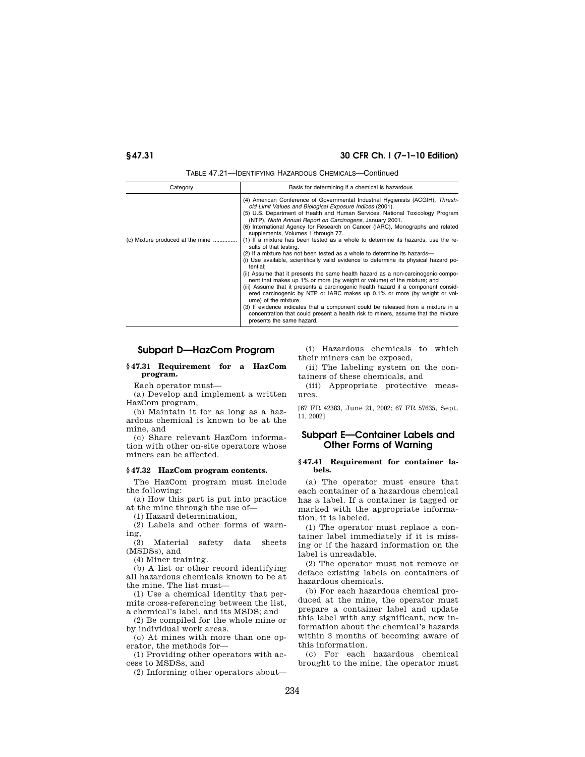TABLE 47.21—IDENTIFYING HAZARDOUS CHEMICALS—Continued

| Category | Basis for determining if a chemical is hazardous |
| --- | --- |
| | (4) American Conference of Governmental Industrial Hygienists (ACGIH), *Threshold Limit Values and Biological Exposure Indices* (2001).<br>(5) U.S. Department of Health and Human Services, National Toxicology Program (NTP), *Ninth Annual Report on Carcinogens,* January 2001.<br>(6) International Agency for Research on Cancer (IARC), Monographs and related supplements, Volumes 1 through 77. |
| (c) Mixture produced at the mine .............. | (1) If a mixture has been tested as a whole to determine its hazards, use the results of that testing.<br>(2) If a mixture has not been tested as a whole to determine its hazards—<br>(i) Use available, scientifically valid evidence to determine its physical hazard potential;<br>(ii) Assume that it presents the same health hazard as a non-carcinogenic component that makes up 1% or more (by weight or volume) of the mixture; and<br>(iii) Assume that it presents a carcinogenic health hazard if a component considered carcinogenic by NTP or IARC makes up 0.1% or more (by weight or volume) of the mixture.<br>(3) If evidence indicates that a component could be released from a mixture in a concentration that could present a health risk to miners, assume that the mixture presents the same hazard. |

## Subpart D—HazCom Program

### § 47.31 Requirement for a HazCom program.

Each operator must—

(a) Develop and implement a written HazCom program,

(b) Maintain it for as long as a hazardous chemical is known to be at the mine, and

(c) Share relevant HazCom information with other on-site operators whose miners can be affected.

### § 47.32 HazCom program contents.

The HazCom program must include the following:

(a) How this part is put into practice at the mine through the use of—

(1) Hazard determination,

(2) Labels and other forms of warning,

(3) Material safety data sheets (MSDSs), and

(4) Miner training.

(b) A list or other record identifying all hazardous chemicals known to be at the mine. The list must—

(1) Use a chemical identity that permits cross-referencing between the list, a chemical's label, and its MSDS; and

(2) Be compiled for the whole mine or by individual work areas.

(c) At mines with more than one operator, the methods for—

(1) Providing other operators with access to MSDSs, and

(2) Informing other operators about—

(i) Hazardous chemicals to which their miners can be exposed,

(ii) The labeling system on the containers of these chemicals, and

(iii) Appropriate protective measures.

[67 FR 42383, June 21, 2002; 67 FR 57635, Sept. 11, 2002]

## Subpart E—Container Labels and Other Forms of Warning

### § 47.41 Requirement for container labels.

(a) The operator must ensure that each container of a hazardous chemical has a label. If a container is tagged or marked with the appropriate information, it is labeled.

(1) The operator must replace a container label immediately if it is missing or if the hazard information on the label is unreadable.

(2) The operator must not remove or deface existing labels on containers of hazardous chemicals.

(b) For each hazardous chemical produced at the mine, the operator must prepare a container label and update this label with any significant, new information about the chemical's hazards within 3 months of becoming aware of this information.

(c) For each hazardous chemical brought to the mine, the operator must